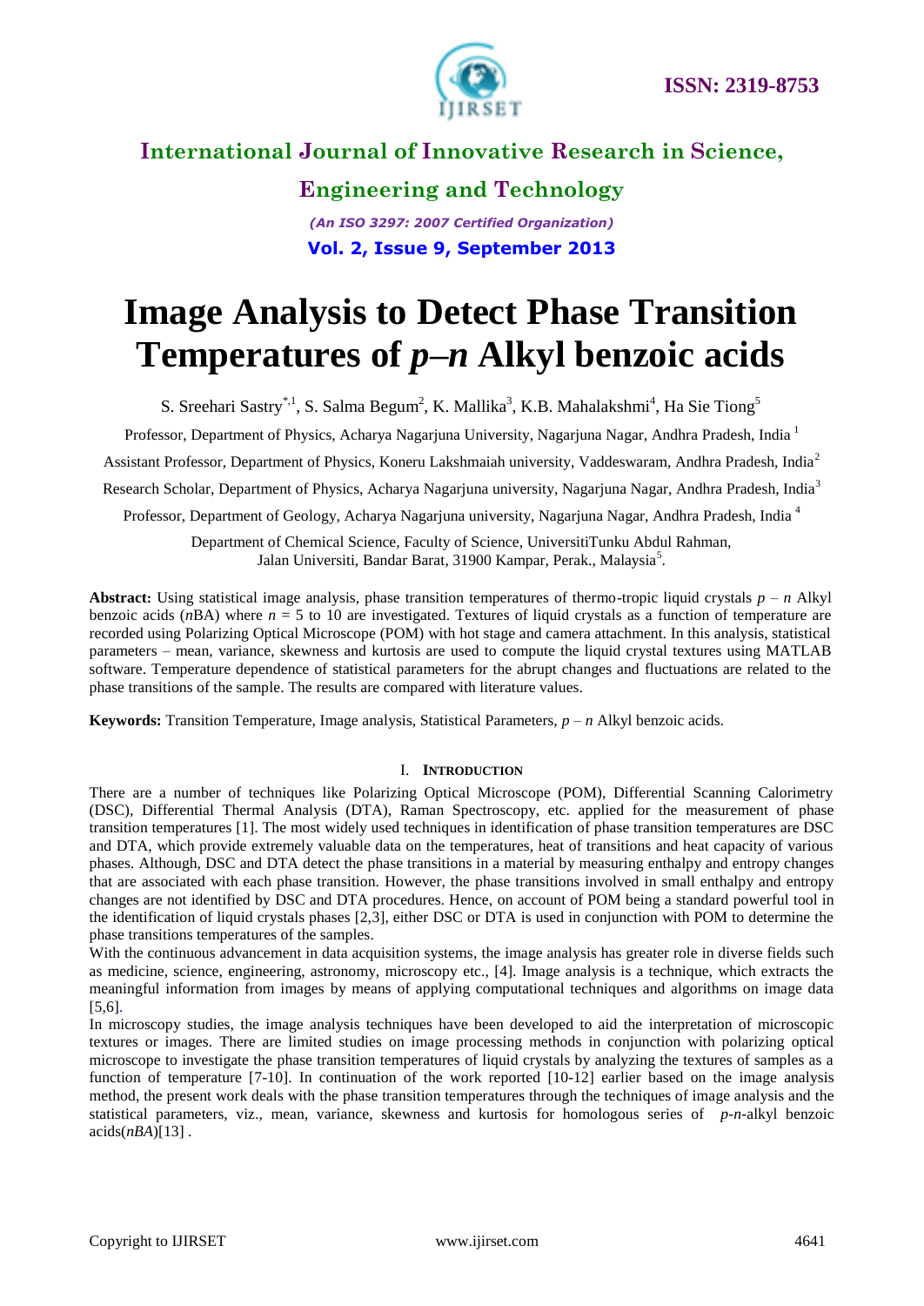# Image Analysis to Detect Phase Transition Temperatures of *p–n* Alkyl benzoic acids

S. Sreehari Sastry[*,1], S. Salma Begum[2], K. Mallika[3], K.B. Mahalakshmi[4], Ha Sie Tiong[5]

Professor, Department of Physics, Acharya Nagarjuna University, Nagarjuna Nagar, Andhra Pradesh, India [1]

Assistant Professor, Department of Physics, Koneru Lakshmaiah university, Vaddeswaram, Andhra Pradesh, India[2]

Research Scholar, Department of Physics, Acharya Nagarjuna university, Nagarjuna Nagar, Andhra Pradesh, India[3]

Professor, Department of Geology, Acharya Nagarjuna university, Nagarjuna Nagar, Andhra Pradesh, India [4]

Department of Chemical Science, Faculty of Science, UniversitiTunku Abdul Rahman, Jalan Universiti, Bandar Barat, 31900 Kampar, Perak., Malaysia[5].

**Abstract:** Using statistical image analysis, phase transition temperatures of thermo-tropic liquid crystals *p – n* Alkyl benzoic acids (*n*BA) where *n* = 5 to 10 are investigated. Textures of liquid crystals as a function of temperature are recorded using Polarizing Optical Microscope (POM) with hot stage and camera attachment. In this analysis, statistical parameters – mean, variance, skewness and kurtosis are used to compute the liquid crystal textures using MATLAB software. Temperature dependence of statistical parameters for the abrupt changes and fluctuations are related to the phase transitions of the sample. The results are compared with literature values.

**Keywords:** Transition Temperature, Image analysis, Statistical Parameters, *p – n* Alkyl benzoic acids.

## I. Introduction

There are a number of techniques like Polarizing Optical Microscope (POM), Differential Scanning Calorimetry (DSC), Differential Thermal Analysis (DTA), Raman Spectroscopy, etc. applied for the measurement of phase transition temperatures [1]. The most widely used techniques in identification of phase transition temperatures are DSC and DTA, which provide extremely valuable data on the temperatures, heat of transitions and heat capacity of various phases. Although, DSC and DTA detect the phase transitions in a material by measuring enthalpy and entropy changes that are associated with each phase transition. However, the phase transitions involved in small enthalpy and entropy changes are not identified by DSC and DTA procedures. Hence, on account of POM being a standard powerful tool in the identification of liquid crystals phases [2,3], either DSC or DTA is used in conjunction with POM to determine the phase transitions temperatures of the samples.

With the continuous advancement in data acquisition systems, the image analysis has greater role in diverse fields such as medicine, science, engineering, astronomy, microscopy etc., [4]. Image analysis is a technique, which extracts the meaningful information from images by means of applying computational techniques and algorithms on image data [5,6].

In microscopy studies, the image analysis techniques have been developed to aid the interpretation of microscopic textures or images. There are limited studies on image processing methods in conjunction with polarizing optical microscope to investigate the phase transition temperatures of liquid crystals by analyzing the textures of samples as a function of temperature [7-10]. In continuation of the work reported [10-12] earlier based on the image analysis method, the present work deals with the phase transition temperatures through the techniques of image analysis and the statistical parameters, viz., mean, variance, skewness and kurtosis for homologous series of *p*-*n*-alkyl benzoic acids(*nBA*)[13] .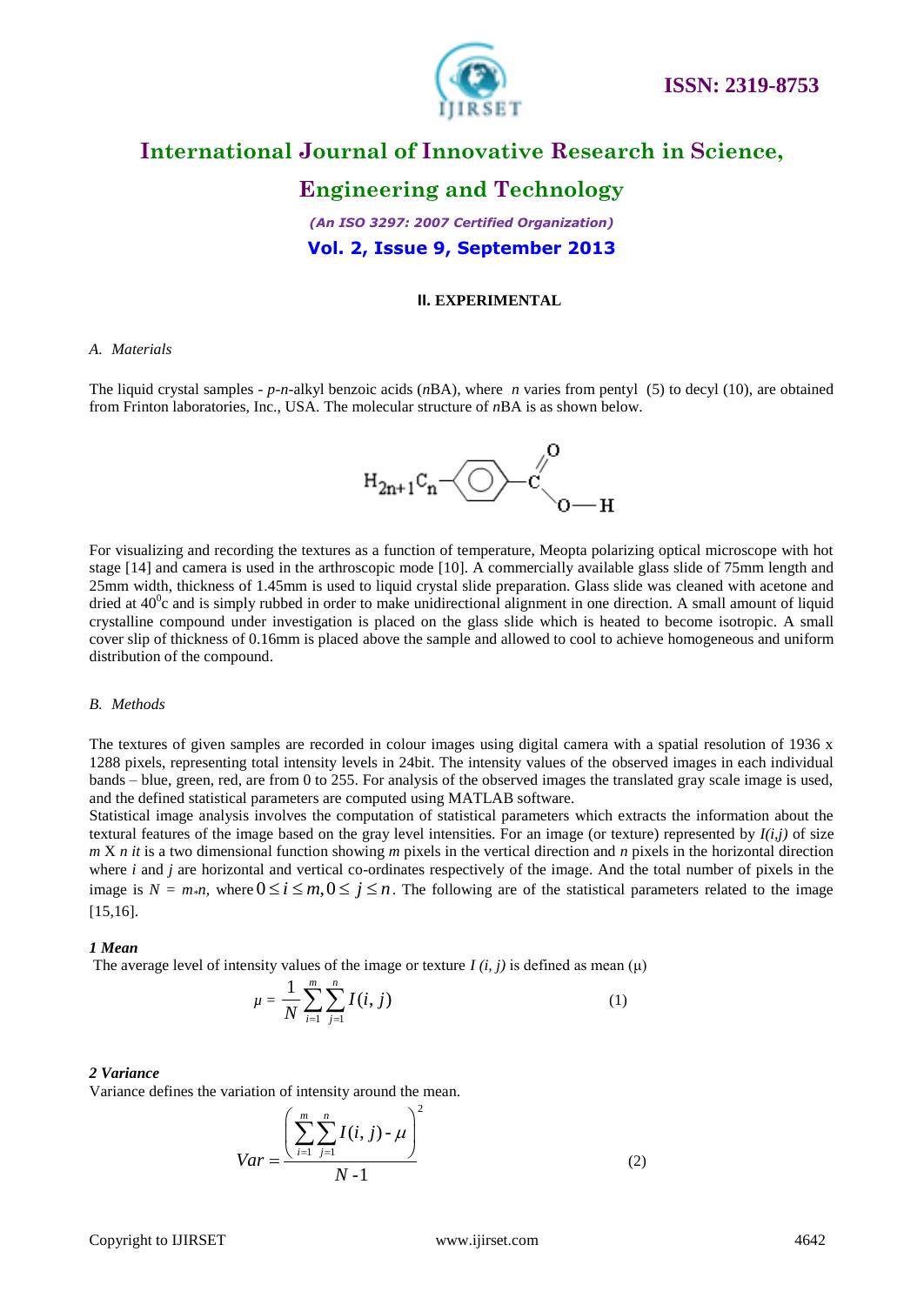## II. EXPERIMENTAL

### *A. Materials*

The liquid crystal samples - *p*-*n*-alkyl benzoic acids (*n*BA), where *n* varies from pentyl (5) to decyl (10), are obtained from Frinton laboratories, Inc., USA. The molecular structure of *n*BA is as shown below.

$$H_{2n+1}C_n - C_6H_4 - C(=O) - O - H$$

For visualizing and recording the textures as a function of temperature, Meopta polarizing optical microscope with hot stage [14] and camera is used in the arthroscopic mode [10]. A commercially available glass slide of 75mm length and 25mm width, thickness of 1.45mm is used to liquid crystal slide preparation. Glass slide was cleaned with acetone and dried at $40^0$c and is simply rubbed in order to make unidirectional alignment in one direction. A small amount of liquid crystalline compound under investigation is placed on the glass slide which is heated to become isotropic. A small cover slip of thickness of 0.16mm is placed above the sample and allowed to cool to achieve homogeneous and uniform distribution of the compound.

### *B. Methods*

The textures of given samples are recorded in colour images using digital camera with a spatial resolution of 1936 x 1288 pixels, representing total intensity levels in 24bit. The intensity values of the observed images in each individual bands – blue, green, red, are from 0 to 255. For analysis of the observed images the translated gray scale image is used, and the defined statistical parameters are computed using MATLAB software.

Statistical image analysis involves the computation of statistical parameters which extracts the information about the textural features of the image based on the gray level intensities. For an image (or texture) represented by $I(i,j)$ of size $m$ X $n$ *it* is a two dimensional function showing $m$ pixels in the vertical direction and $n$ pixels in the horizontal direction where $i$ and $j$ are horizontal and vertical co-ordinates respectively of the image. And the total number of pixels in the image is $N = m*n$, where $0 \le i \le m, 0 \le j \le n$. The following are of the statistical parameters related to the image [15,16].

#### *1 Mean*

The average level of intensity values of the image or texture $I(i, j)$ is defined as mean ($\mu$)

$$\mu = \frac{1}{N}\sum_{i=1}^{m}\sum_{j=1}^{n} I(i,j) \qquad (1)$$

#### *2 Variance*

Variance defines the variation of intensity around the mean.

$$Var = \frac{\left(\sum_{i=1}^{m}\sum_{j=1}^{n} I(i,j) - \mu\right)^2}{N-1} \qquad (2)$$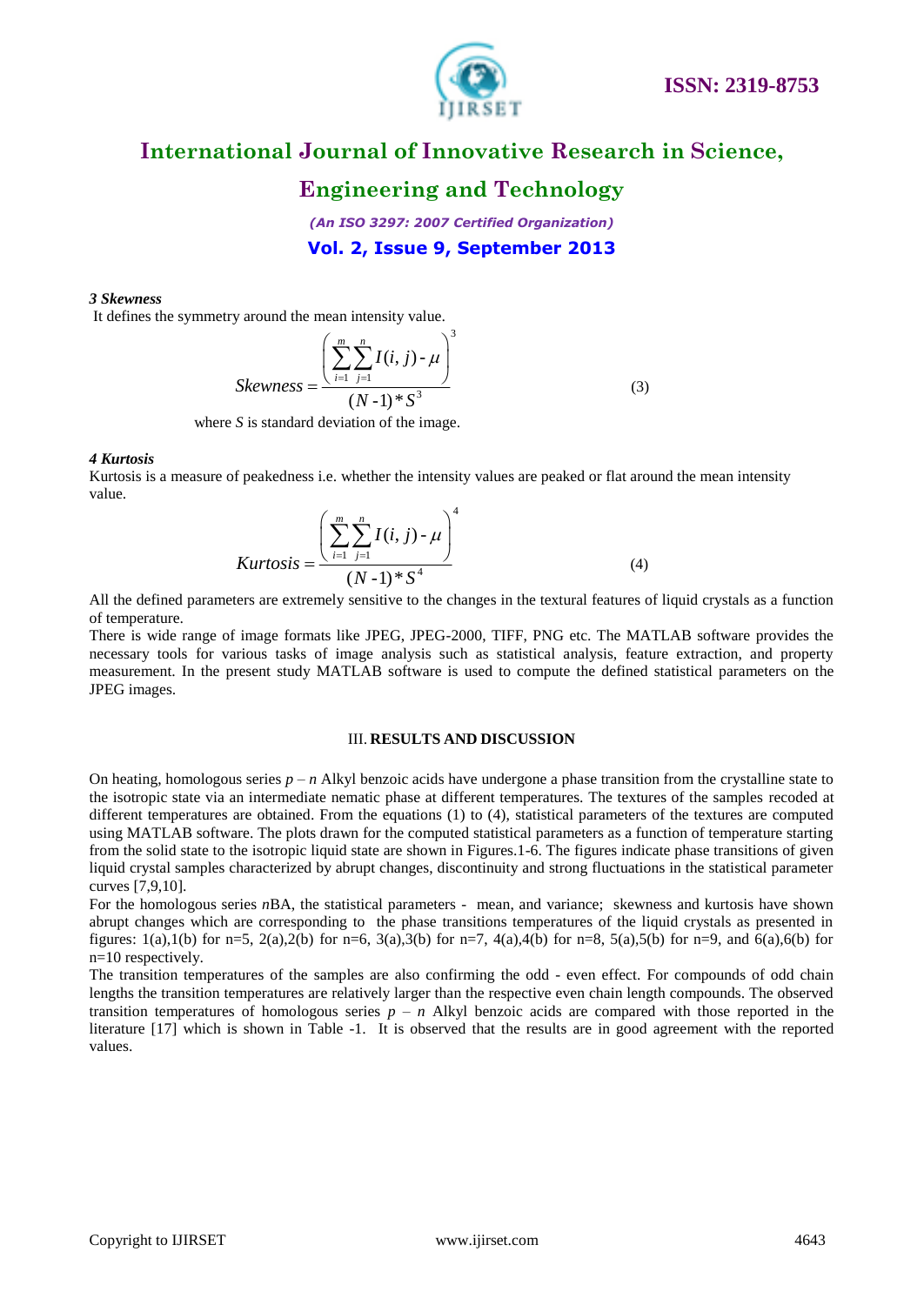***3 Skewness***

It defines the symmetry around the mean intensity value.

$$Skewness = \frac{\left( \sum_{i=1}^{m} \sum_{j=1}^{n} I(i,j) - \mu \right)^3}{(N-1)*S^3} \tag{3}$$

where $S$ is standard deviation of the image.

***4 Kurtosis***

Kurtosis is a measure of peakedness i.e. whether the intensity values are peaked or flat around the mean intensity value.

$$Kurtosis = \frac{\left( \sum_{i=1}^{m} \sum_{j=1}^{n} I(i,j) - \mu \right)^4}{(N-1)*S^4} \tag{4}$$

All the defined parameters are extremely sensitive to the changes in the textural features of liquid crystals as a function of temperature.

There is wide range of image formats like JPEG, JPEG-2000, TIFF, PNG etc. The MATLAB software provides the necessary tools for various tasks of image analysis such as statistical analysis, feature extraction, and property measurement. In the present study MATLAB software is used to compute the defined statistical parameters on the JPEG images.

## III. RESULTS AND DISCUSSION

On heating, homologous series $p-n$ Alkyl benzoic acids have undergone a phase transition from the crystalline state to the isotropic state via an intermediate nematic phase at different temperatures. The textures of the samples recoded at different temperatures are obtained. From the equations (1) to (4), statistical parameters of the textures are computed using MATLAB software. The plots drawn for the computed statistical parameters as a function of temperature starting from the solid state to the isotropic liquid state are shown in Figures.1-6. The figures indicate phase transitions of given liquid crystal samples characterized by abrupt changes, discontinuity and strong fluctuations in the statistical parameter curves [7,9,10].

For the homologous series *n*BA, the statistical parameters - mean, and variance; skewness and kurtosis have shown abrupt changes which are corresponding to the phase transitions temperatures of the liquid crystals as presented in figures: 1(a),1(b) for n=5, 2(a),2(b) for n=6, 3(a),3(b) for n=7, 4(a),4(b) for n=8, 5(a),5(b) for n=9, and 6(a),6(b) for n=10 respectively.

The transition temperatures of the samples are also confirming the odd - even effect. For compounds of odd chain lengths the transition temperatures are relatively larger than the respective even chain length compounds. The observed transition temperatures of homologous series $p-n$ Alkyl benzoic acids are compared with those reported in the literature [17] which is shown in Table -1. It is observed that the results are in good agreement with the reported values.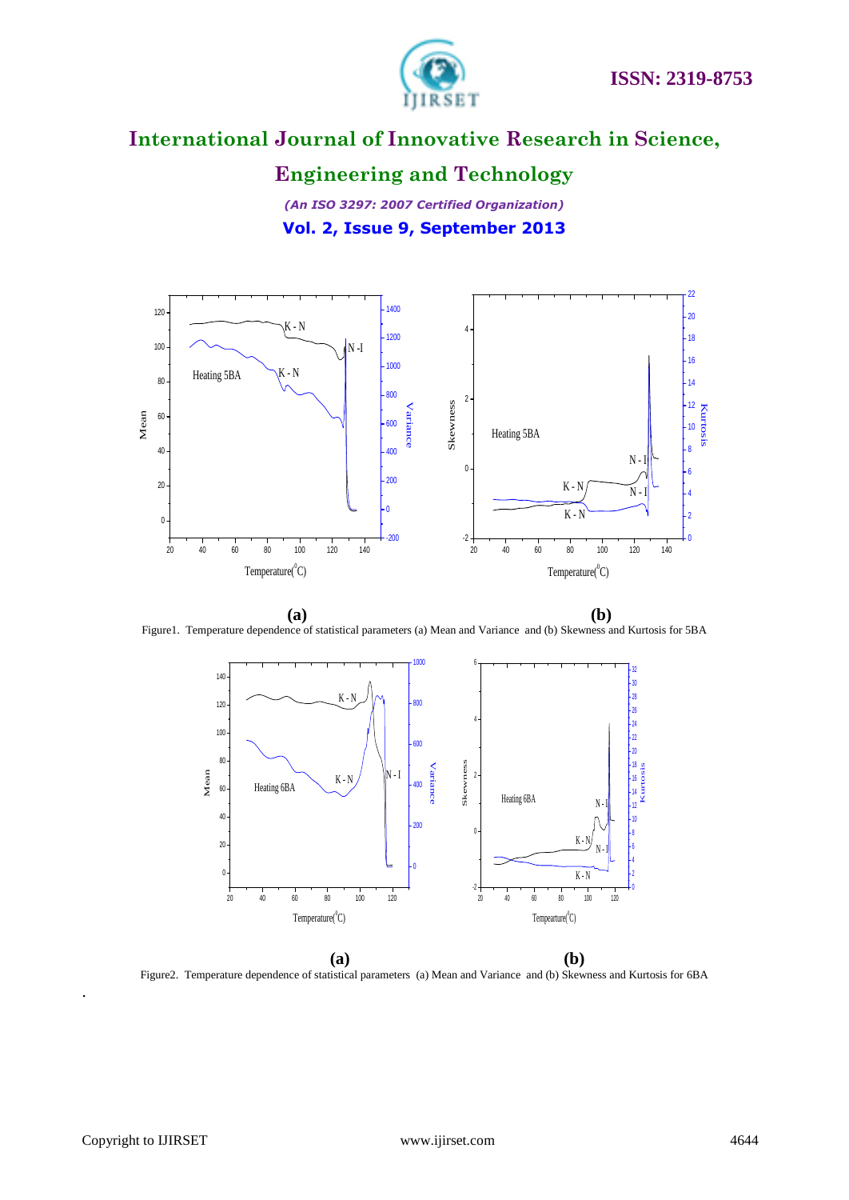**(a)** **(b)**

Figure1. Temperature dependence of statistical parameters (a) Mean and Variance and (b) Skewness and Kurtosis for 5BA

**(a)** **(b)**

Figure2. Temperature dependence of statistical parameters (a) Mean and Variance and (b) Skewness and Kurtosis for 6BA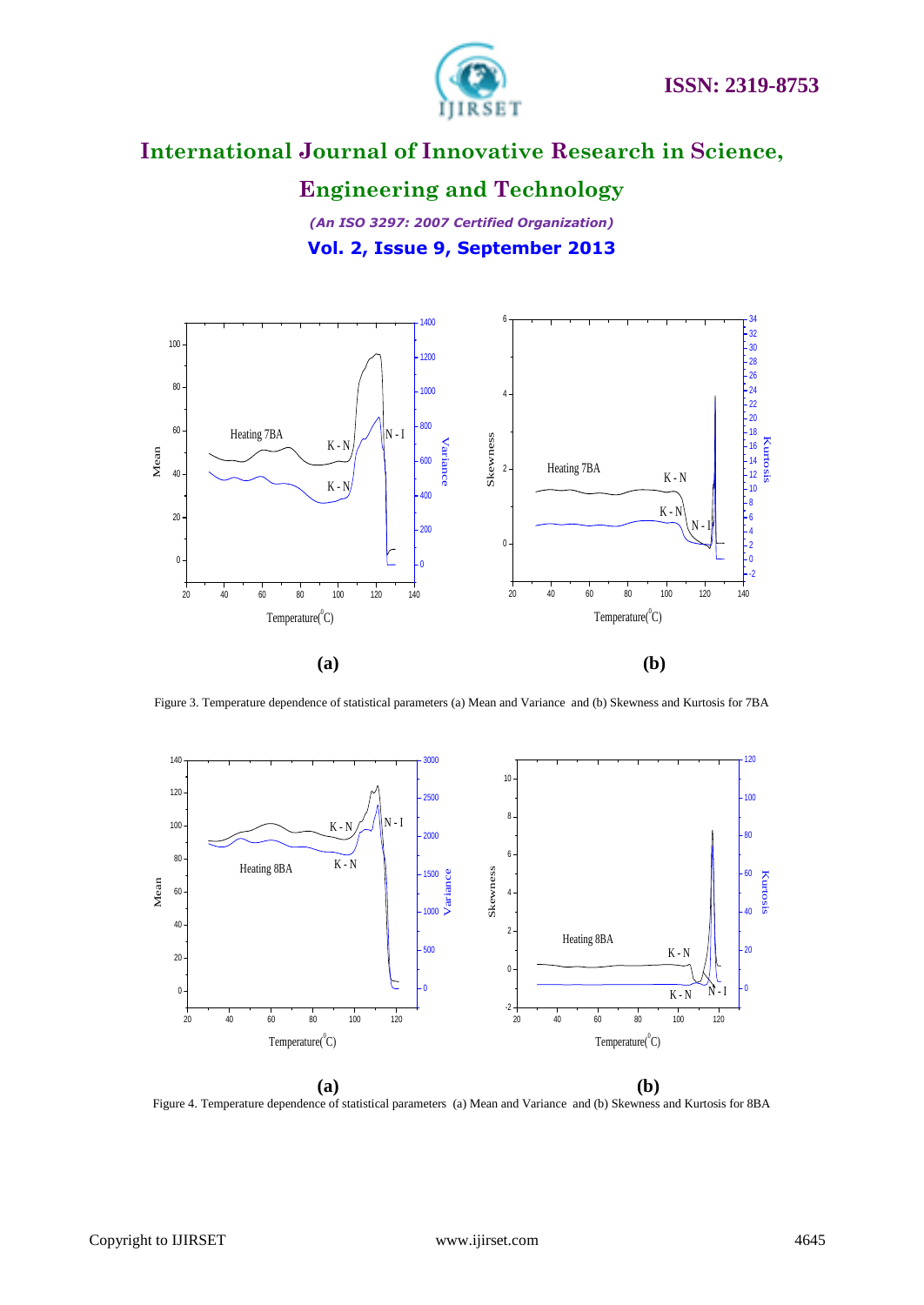(a) (b)

Figure 3. Temperature dependence of statistical parameters (a) Mean and Variance and (b) Skewness and Kurtosis for 7BA

(a) (b)

Figure 4. Temperature dependence of statistical parameters (a) Mean and Variance and (b) Skewness and Kurtosis for 8BA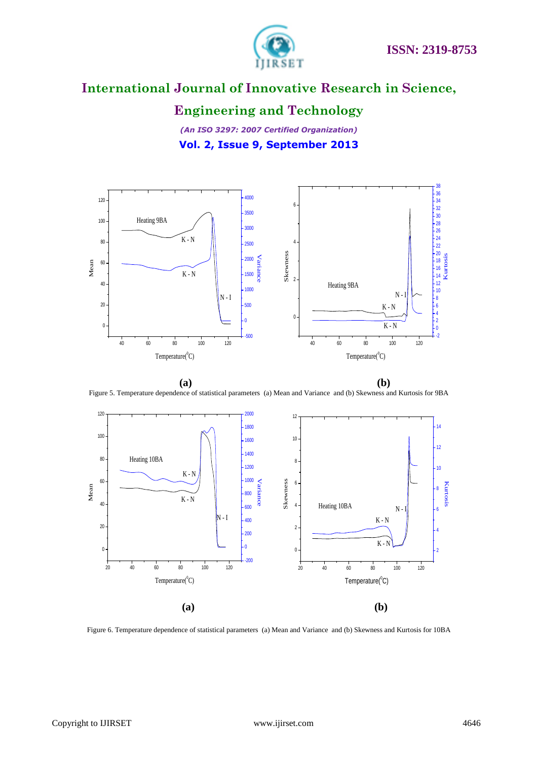**(a)** **(b)**

Figure 5. Temperature dependence of statistical parameters (a) Mean and Variance and (b) Skewness and Kurtosis for 9BA

**(a)** **(b)**

Figure 6. Temperature dependence of statistical parameters (a) Mean and Variance and (b) Skewness and Kurtosis for 10BA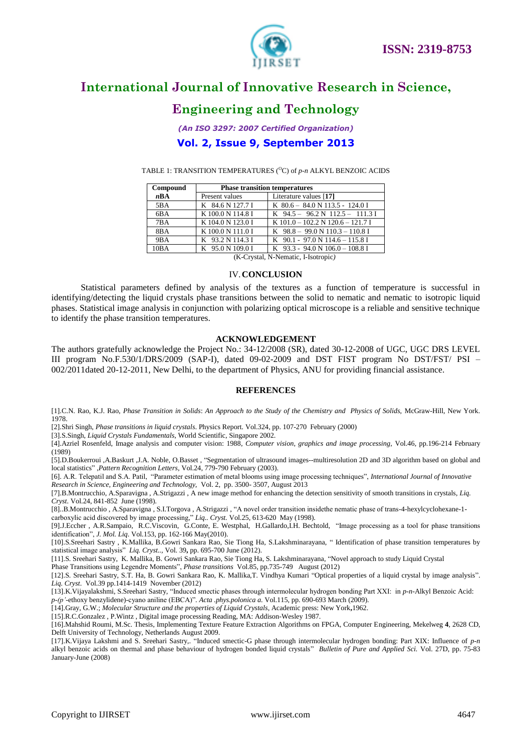TABLE 1: TRANSITION TEMPERATURES ($^{O}$C) of *p-n* ALKYL BENZOIC ACIDS

| Compound | Phase transition temperatures | |
|---|---|---|
| *n*BA | Present values | Literature values [17] |
| 5BA | K 84.6 N 127.7 I | K 80.6 – 84.0 N 113.5 - 124.0 I |
| 6BA | K 100.0 N 114.8 I | K 94.5 – 96.2 N 112.5 – 111.3 I |
| 7BA | K 104.0 N 123.0 I | K 101.0 – 102.2 N 120.6 – 121.7 I |
| 8BA | K 100.0 N 111.0 I | K 98.8 – 99.0 N 110.3 – 110.8 I |
| 9BA | K 93.2 N 114.3 I | K 90.1 - 97.0 N 114.6 – 115.8 I |
| 10BA | K 95.0 N 109.0 I | K 93.3 - 94.0 N 106.0 – 108.8 I |

(K-Crystal, N-Nematic, I-Isotropic)

## IV. CONCLUSION

Statistical parameters defined by analysis of the textures as a function of temperature is successful in identifying/detecting the liquid crystals phase transitions between the solid to nematic and nematic to isotropic liquid phases. Statistical image analysis in conjunction with polarizing optical microscope is a reliable and sensitive technique to identify the phase transition temperatures.

## ACKNOWLEDGEMENT

The authors gratefully acknowledge the Project No.: 34-12/2008 (SR), dated 30-12-2008 of UGC, UGC DRS LEVEL III program No.F.530/1/DRS/2009 (SAP-I), dated 09-02-2009 and DST FIST program No DST/FST/ PSI – 002/2011dated 20-12-2011, New Delhi, to the department of Physics, ANU for providing financial assistance.

## REFERENCES

[1].C.N. Rao, K.J. Rao, *Phase Transition in Solids*: *An Approach to the Study of the Chemistry and Physics of Solids,* McGraw-Hill, New York. 1978.

[2].Shri Singh, *Phase transitions in liquid crystals*. Physics Report. Vol.324, pp. 107-270 February (2000)

[3].S.Singh, *Liquid Crystals Fundamentals*, World Scientific, Singapore 2002.

[4].Azriel Rosenfeld, Image analysis and computer vision: 1988, *Computer vision, graphics and image processing,* Vol.46, pp.196-214 February (1989)

[5].D.Boukerroui ,A.Baskurt ,J.A. Noble, O.Basset , "Segmentation of ultrasound images--multiresolution 2D and 3D algorithm based on global and local statistics" ,*Pattern Recognition Letters*, Vol.24, 779-790 February (2003).

[6]. A.R. Telepatil and S.A. Patil, "Parameter estimation of metal blooms using image processing techniques", *International Journal of Innovative Research in Science, Engineering and Technology,* Vol. 2, pp. 3500- 3507, August 2013

[7].B.Montrucchio, A.Sparavigna , A.Strigazzi , A new image method for enhancing the detection sensitivity of smooth transitions in crystals, *Liq. Cryst*. Vol.24, 841-852 June (1998).

[8]..B.Montrucchio , A.Sparavigna , S.I.Torgova , A.Strigazzi , "A novel order transition insidethe nematic phase of trans-4-hexylcyclohexane-1-carboxylic acid discovered by image processing," *Liq.. Cryst.* Vol.25, 613-620 May (1998).

[9].J.Eccher , A.R.Sampaio, R.C.Viscovin, G.Conte, E. Westphal, H.Gallardo,I.H. Bechtold, "Image processing as a tool for phase transitions identification", *J. Mol. Liq*. Vol.153, pp. 162-166 May(2010).

[10].S.Sreehari Sastry , K.Mallika, B.Gowri Sankara Rao, Sie Tiong Ha, S.Lakshminarayana, " Identification of phase transition temperatures by statistical image analysis" *Liq. Cryst..*, Vol. 39**,** pp. 695-700 June (2012).

[11].S. Sreehari Sastry, K. Mallika, B. Gowri Sankara Rao, Sie Tiong Ha, S. Lakshminarayana, "Novel approach to study Liquid Crystal Phase Transitions using Legendre Moments", *Phase transitions* Vol.85, pp.735-749 August (2012)

[12].S. Sreehari Sastry, S.T. Ha, B. Gowri Sankara Rao, K. Mallika,T. Vindhya Kumari "Optical properties of a liquid crystal by image analysis". *Liq. Cryst*. Vol.39 pp.1414-1419 November (2012)

[13].K.Vijayalakshmi, S.Sreehari Sastry, "Induced smectic phases through intermolecular hydrogen bonding Part XXI: in *p-n-*Alkyl Benzoic Acid: *p-(p'-*ethoxy benzylidene)-cyano aniline (EBCA)". *Acta .phys.polonica a.* Vol.115, pp. 690-693 March (2009).

[14].Gray, G.W.; *Molecular Structure and the properties of Liquid Crystals*, Academic press: New York**,**1962.

[15].R.C.Gonzalez , P.Wintz , Digital image processing Reading, MA: Addison-Wesley 1987.

[16].Mahshid Roumi, M.Sc. Thesis, Implementing Texture Feature Extraction Algorithms on FPGA, Computer Engineering, Mekelweg **4**, 2628 CD, Delft University of Technology, Netherlands August 2009.

[17].K.Vijaya Lakshmi and S. Sreehari Sastry,. "Induced smectic-G phase through intermolecular hydrogen bonding: Part XIX: Influence of *p-n* alkyl benzoic acids on thermal and phase behaviour of hydrogen bonded liquid crystals" *Bulletin of Pure and Applied Sci.* Vol. 27D, pp. 75-83 January-June (2008)